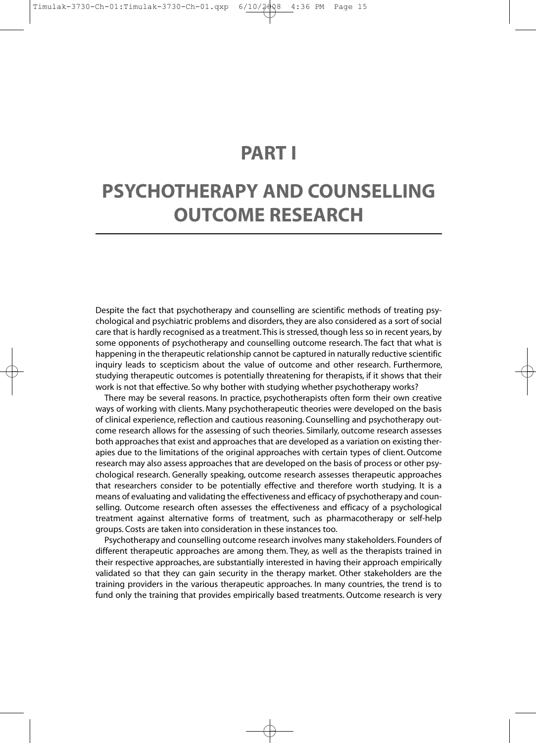# PART I

# PSYCHOTHERAPY AND COUNSELLING OUTCOME RESEARCH

Despite the fact that psychotherapy and counselling are scientific methods of treating psychological and psychiatric problems and disorders, they are also considered as a sort of social care that is hardly recognised as a treatment. This is stressed, though less so in recent years, by some opponents of psychotherapy and counselling outcome research. The fact that what is happening in the therapeutic relationship cannot be captured in naturally reductive scientific inquiry leads to scepticism about the value of outcome and other research. Furthermore, studying therapeutic outcomes is potentially threatening for therapists, if it shows that their work is not that effective. So why bother with studying whether psychotherapy works?

There may be several reasons. In practice, psychotherapists often form their own creative ways of working with clients. Many psychotherapeutic theories were developed on the basis of clinical experience, reflection and cautious reasoning. Counselling and psychotherapy outcome research allows for the assessing of such theories. Similarly, outcome research assesses both approaches that exist and approaches that are developed as a variation on existing therapies due to the limitations of the original approaches with certain types of client. Outcome research may also assess approaches that are developed on the basis of process or other psychological research. Generally speaking, outcome research assesses therapeutic approaches that researchers consider to be potentially effective and therefore worth studying. It is a means of evaluating and validating the effectiveness and efficacy of psychotherapy and counselling. Outcome research often assesses the effectiveness and efficacy of a psychological treatment against alternative forms of treatment, such as pharmacotherapy or self-help groups. Costs are taken into consideration in these instances too.

Psychotherapy and counselling outcome research involves many stakeholders. Founders of different therapeutic approaches are among them. They, as well as the therapists trained in their respective approaches, are substantially interested in having their approach empirically validated so that they can gain security in the therapy market. Other stakeholders are the training providers in the various therapeutic approaches. In many countries, the trend is to fund only the training that provides empirically based treatments. Outcome research is very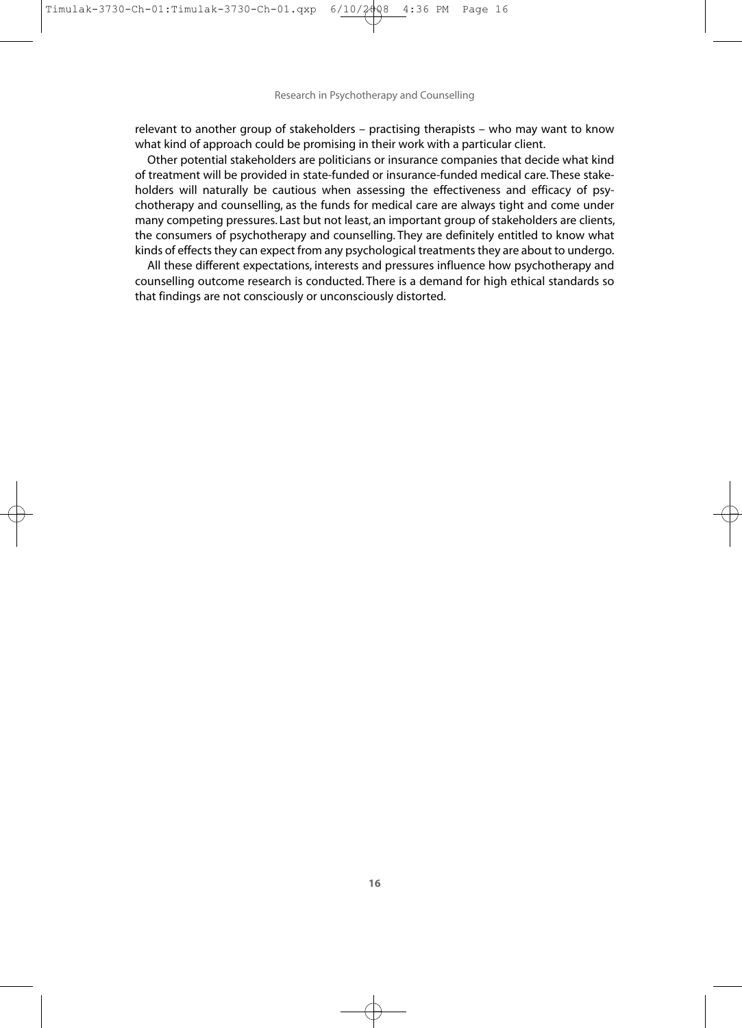relevant to another group of stakeholders – practising therapists – who may want to know what kind of approach could be promising in their work with a particular client.

Other potential stakeholders are politicians or insurance companies that decide what kind of treatment will be provided in state-funded or insurance-funded medical care. These stakeholders will naturally be cautious when assessing the effectiveness and efficacy of psychotherapy and counselling, as the funds for medical care are always tight and come under many competing pressures. Last but not least, an important group of stakeholders are clients, the consumers of psychotherapy and counselling. They are definitely entitled to know what kinds of effects they can expect from any psychological treatments they are about to undergo.

All these different expectations, interests and pressures influence how psychotherapy and counselling outcome research is conducted. There is a demand for high ethical standards so that findings are not consciously or unconsciously distorted.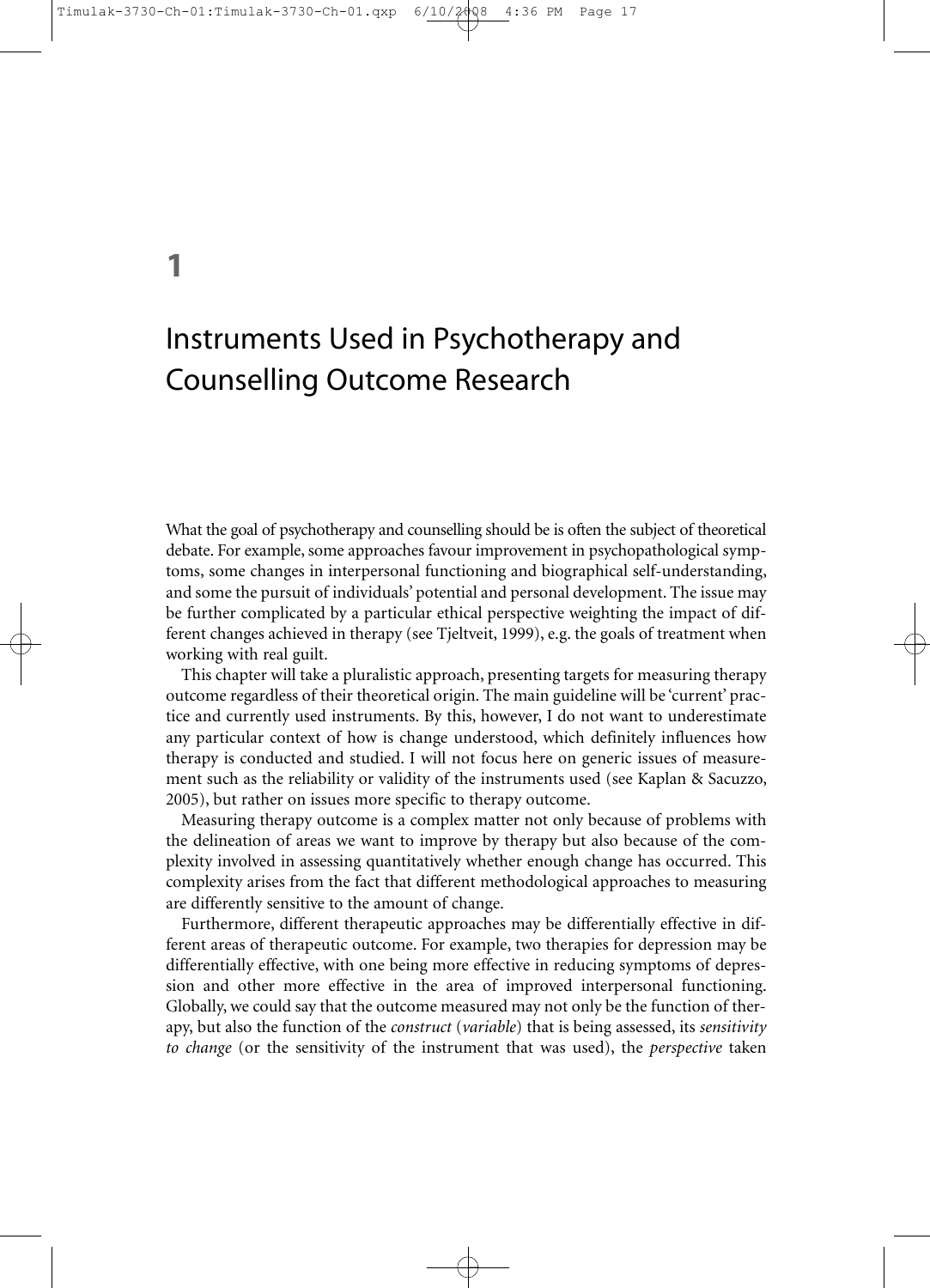# 1

# Instruments Used in Psychotherapy and Counselling Outcome Research

What the goal of psychotherapy and counselling should be is often the subject of theoretical debate. For example, some approaches favour improvement in psychopathological symptoms, some changes in interpersonal functioning and biographical self-understanding, and some the pursuit of individuals' potential and personal development. The issue may be further complicated by a particular ethical perspective weighting the impact of different changes achieved in therapy (see Tjeltveit, 1999), e.g. the goals of treatment when working with real guilt.

This chapter will take a pluralistic approach, presenting targets for measuring therapy outcome regardless of their theoretical origin. The main guideline will be 'current' practice and currently used instruments. By this, however, I do not want to underestimate any particular context of how is change understood, which definitely influences how therapy is conducted and studied. I will not focus here on generic issues of measurement such as the reliability or validity of the instruments used (see Kaplan & Sacuzzo, 2005), but rather on issues more specific to therapy outcome.

Measuring therapy outcome is a complex matter not only because of problems with the delineation of areas we want to improve by therapy but also because of the complexity involved in assessing quantitatively whether enough change has occurred. This complexity arises from the fact that different methodological approaches to measuring are differently sensitive to the amount of change.

Furthermore, different therapeutic approaches may be differentially effective in different areas of therapeutic outcome. For example, two therapies for depression may be differentially effective, with one being more effective in reducing symptoms of depression and other more effective in the area of improved interpersonal functioning. Globally, we could say that the outcome measured may not only be the function of therapy, but also the function of the *construct* (*variable*) that is being assessed, its *sensitivity to change* (or the sensitivity of the instrument that was used), the *perspective* taken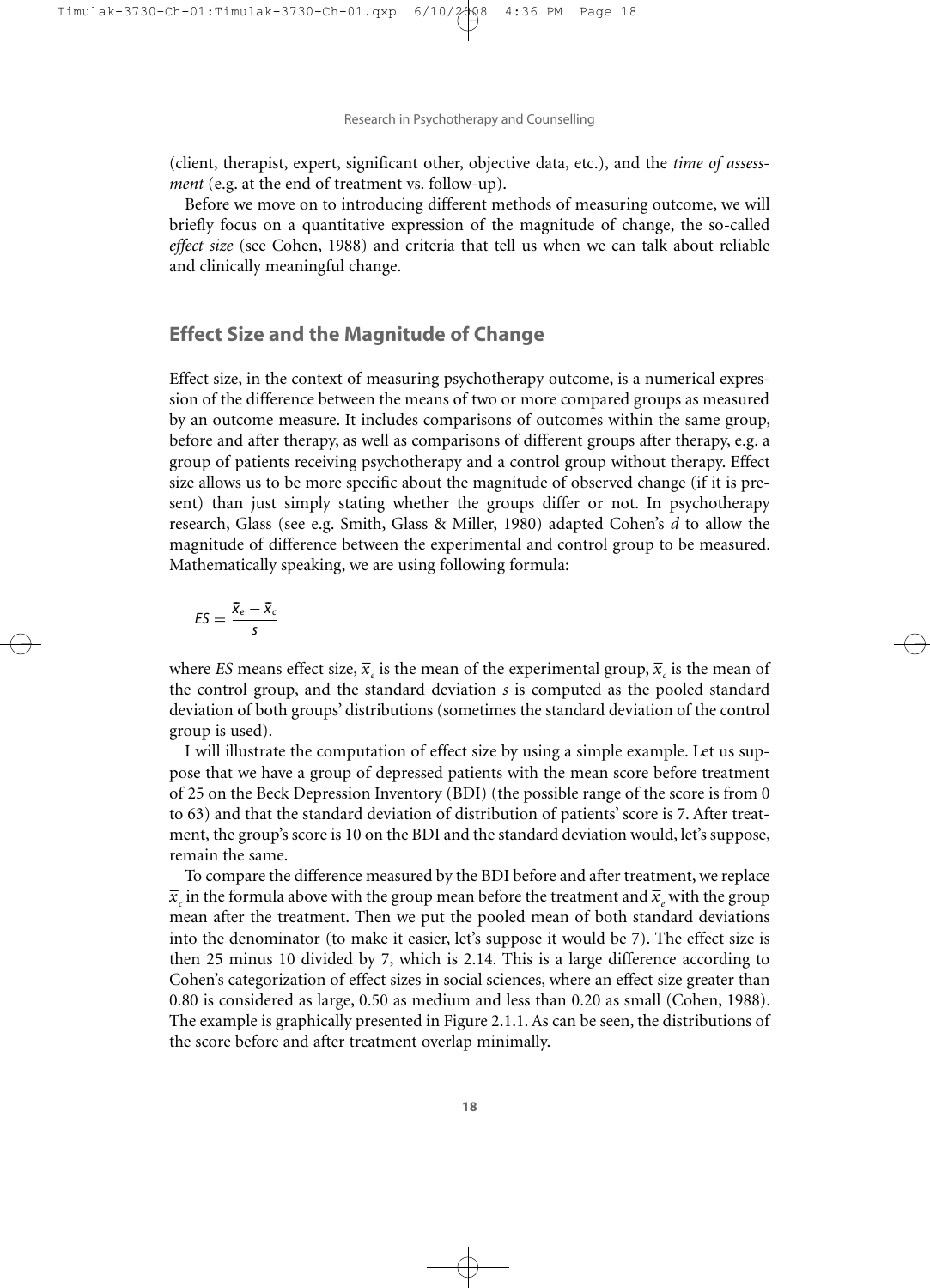(client, therapist, expert, significant other, objective data, etc.), and the *time of assessment* (e.g. at the end of treatment vs. follow-up).

Before we move on to introducing different methods of measuring outcome, we will briefly focus on a quantitative expression of the magnitude of change, the so-called *effect size* (see Cohen, 1988) and criteria that tell us when we can talk about reliable and clinically meaningful change.

## Effect Size and the Magnitude of Change

Effect size, in the context of measuring psychotherapy outcome, is a numerical expression of the difference between the means of two or more compared groups as measured by an outcome measure. It includes comparisons of outcomes within the same group, before and after therapy, as well as comparisons of different groups after therapy, e.g. a group of patients receiving psychotherapy and a control group without therapy. Effect size allows us to be more specific about the magnitude of observed change (if it is present) than just simply stating whether the groups differ or not. In psychotherapy research, Glass (see e.g. Smith, Glass & Miller, 1980) adapted Cohen's *d* to allow the magnitude of difference between the experimental and control group to be measured. Mathematically speaking, we are using following formula:

$$ES = \frac{\bar{x}_e - \bar{x}_c}{s}$$

where *ES* means effect size, $\bar{x}_e$ is the mean of the experimental group, $\bar{x}_c$ is the mean of the control group, and the standard deviation $s$ is computed as the pooled standard deviation of both groups' distributions (sometimes the standard deviation of the control group is used).

I will illustrate the computation of effect size by using a simple example. Let us suppose that we have a group of depressed patients with the mean score before treatment of 25 on the Beck Depression Inventory (BDI) (the possible range of the score is from 0 to 63) and that the standard deviation of distribution of patients' score is 7. After treatment, the group's score is 10 on the BDI and the standard deviation would, let's suppose, remain the same.

To compare the difference measured by the BDI before and after treatment, we replace $\bar{x}_c$ in the formula above with the group mean before the treatment and $\bar{x}_e$ with the group mean after the treatment. Then we put the pooled mean of both standard deviations into the denominator (to make it easier, let's suppose it would be 7). The effect size is then 25 minus 10 divided by 7, which is 2.14. This is a large difference according to Cohen's categorization of effect sizes in social sciences, where an effect size greater than 0.80 is considered as large, 0.50 as medium and less than 0.20 as small (Cohen, 1988). The example is graphically presented in Figure 2.1.1. As can be seen, the distributions of the score before and after treatment overlap minimally.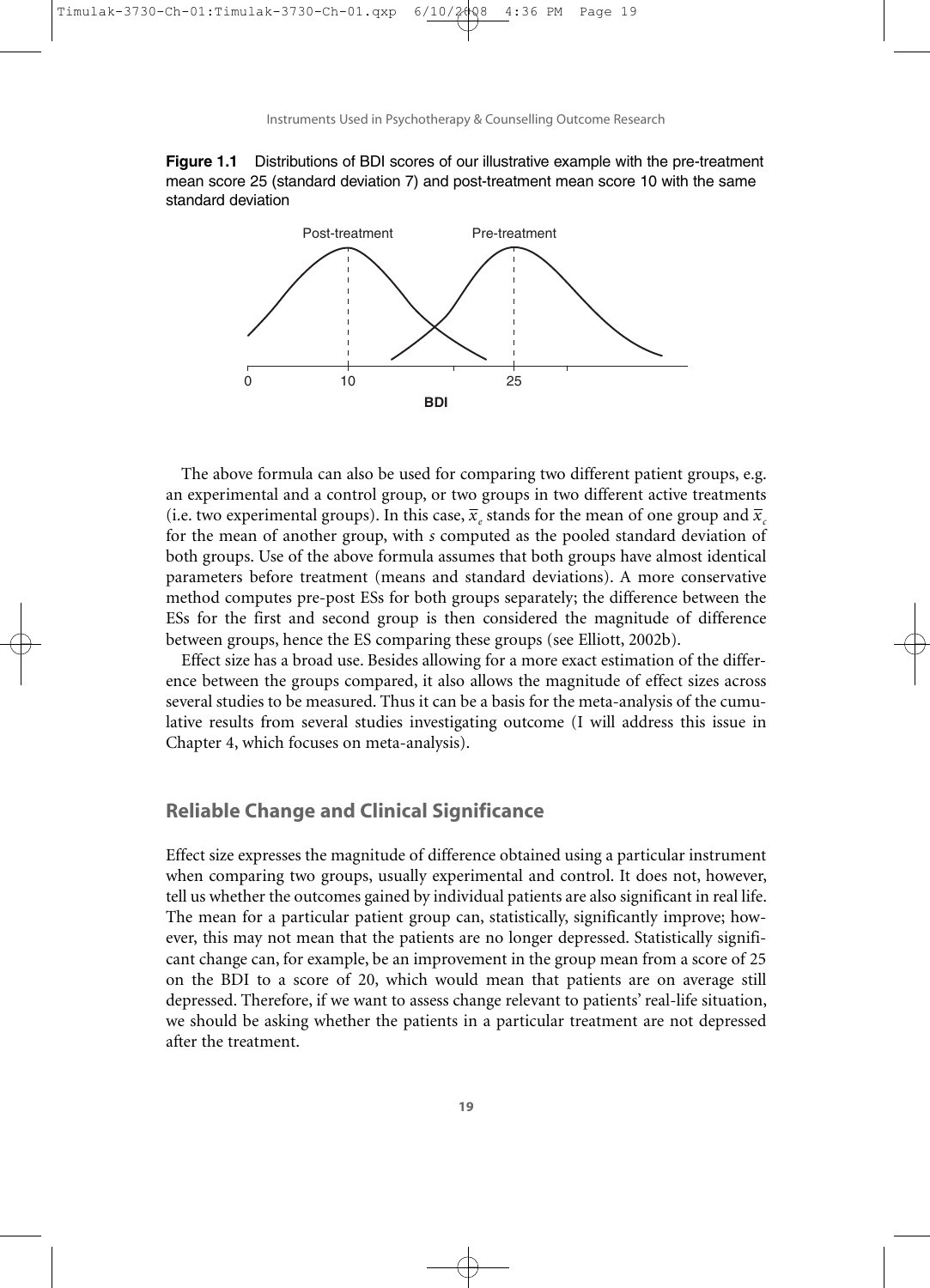**Figure 1.1** Distributions of BDI scores of our illustrative example with the pre-treatment mean score 25 (standard deviation 7) and post-treatment mean score 10 with the same standard deviation

The above formula can also be used for comparing two different patient groups, e.g. an experimental and a control group, or two groups in two different active treatments (i.e. two experimental groups). In this case, $\bar{x}_e$ stands for the mean of one group and $\bar{x}_c$ for the mean of another group, with *s* computed as the pooled standard deviation of both groups. Use of the above formula assumes that both groups have almost identical parameters before treatment (means and standard deviations). A more conservative method computes pre-post ESs for both groups separately; the difference between the ESs for the first and second group is then considered the magnitude of difference between groups, hence the ES comparing these groups (see Elliott, 2002b).

Effect size has a broad use. Besides allowing for a more exact estimation of the difference between the groups compared, it also allows the magnitude of effect sizes across several studies to be measured. Thus it can be a basis for the meta-analysis of the cumulative results from several studies investigating outcome (I will address this issue in Chapter 4, which focuses on meta-analysis).

## Reliable Change and Clinical Significance

Effect size expresses the magnitude of difference obtained using a particular instrument when comparing two groups, usually experimental and control. It does not, however, tell us whether the outcomes gained by individual patients are also significant in real life. The mean for a particular patient group can, statistically, significantly improve; however, this may not mean that the patients are no longer depressed. Statistically significant change can, for example, be an improvement in the group mean from a score of 25 on the BDI to a score of 20, which would mean that patients are on average still depressed. Therefore, if we want to assess change relevant to patients' real-life situation, we should be asking whether the patients in a particular treatment are not depressed after the treatment.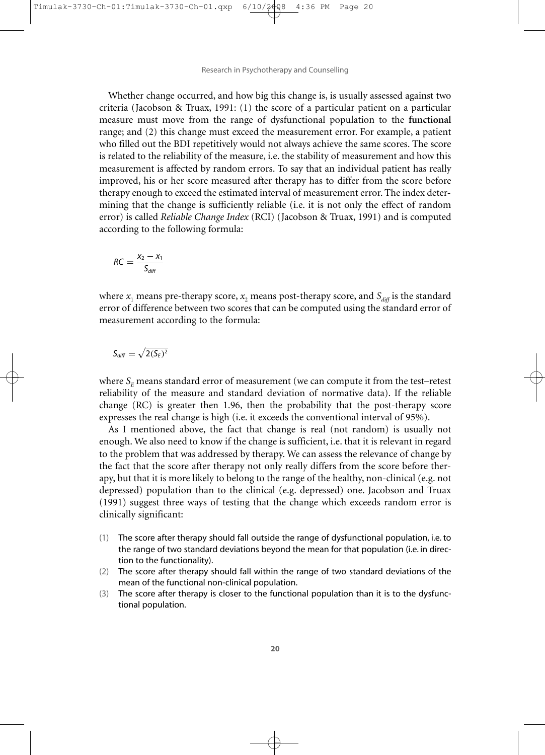Whether change occurred, and how big this change is, is usually assessed against two criteria (Jacobson & Truax, 1991: (1) the score of a particular patient on a particular measure must move from the range of dysfunctional population to the **functional** range; and (2) this change must exceed the measurement error. For example, a patient who filled out the BDI repetitively would not always achieve the same scores. The score is related to the reliability of the measure, i.e. the stability of measurement and how this measurement is affected by random errors. To say that an individual patient has really improved, his or her score measured after therapy has to differ from the score before therapy enough to exceed the estimated interval of measurement error. The index determining that the change is sufficiently reliable (i.e. it is not only the effect of random error) is called *Reliable Change Index* (RCI) (Jacobson & Truax, 1991) and is computed according to the following formula:

$$RC = \frac{x_2 - x_1}{S_{diff}}$$

where $x_1$ means pre-therapy score, $x_2$ means post-therapy score, and $S_{diff}$ is the standard error of difference between two scores that can be computed using the standard error of measurement according to the formula:

$$S_{diff} = \sqrt{2(S_E)^2}$$

where $S_E$ means standard error of measurement (we can compute it from the test–retest reliability of the measure and standard deviation of normative data). If the reliable change (RC) is greater then 1.96, then the probability that the post-therapy score expresses the real change is high (i.e. it exceeds the conventional interval of 95%).

As I mentioned above, the fact that change is real (not random) is usually not enough. We also need to know if the change is sufficient, i.e. that it is relevant in regard to the problem that was addressed by therapy. We can assess the relevance of change by the fact that the score after therapy not only really differs from the score before therapy, but that it is more likely to belong to the range of the healthy, non-clinical (e.g. not depressed) population than to the clinical (e.g. depressed) one. Jacobson and Truax (1991) suggest three ways of testing that the change which exceeds random error is clinically significant:

(1) The score after therapy should fall outside the range of dysfunctional population, i.e. to the range of two standard deviations beyond the mean for that population (i.e. in direction to the functionality).

(2) The score after therapy should fall within the range of two standard deviations of the mean of the functional non-clinical population.

(3) The score after therapy is closer to the functional population than it is to the dysfunctional population.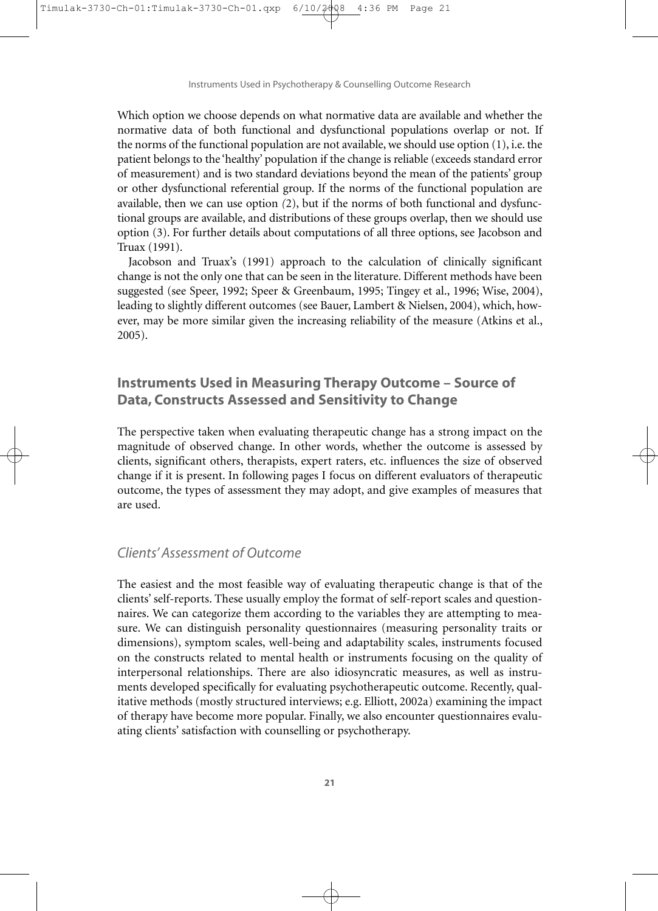Which option we choose depends on what normative data are available and whether the normative data of both functional and dysfunctional populations overlap or not. If the norms of the functional population are not available, we should use option (1), i.e. the patient belongs to the 'healthy' population if the change is reliable (exceeds standard error of measurement) and is two standard deviations beyond the mean of the patients' group or other dysfunctional referential group. If the norms of the functional population are available, then we can use option (2), but if the norms of both functional and dysfunctional groups are available, and distributions of these groups overlap, then we should use option (3). For further details about computations of all three options, see Jacobson and Truax (1991).

Jacobson and Truax's (1991) approach to the calculation of clinically significant change is not the only one that can be seen in the literature. Different methods have been suggested (see Speer, 1992; Speer & Greenbaum, 1995; Tingey et al., 1996; Wise, 2004), leading to slightly different outcomes (see Bauer, Lambert & Nielsen, 2004), which, however, may be more similar given the increasing reliability of the measure (Atkins et al., 2005).

## Instruments Used in Measuring Therapy Outcome – Source of Data, Constructs Assessed and Sensitivity to Change

The perspective taken when evaluating therapeutic change has a strong impact on the magnitude of observed change. In other words, whether the outcome is assessed by clients, significant others, therapists, expert raters, etc. influences the size of observed change if it is present. In following pages I focus on different evaluators of therapeutic outcome, the types of assessment they may adopt, and give examples of measures that are used.

### *Clients' Assessment of Outcome*

The easiest and the most feasible way of evaluating therapeutic change is that of the clients' self-reports. These usually employ the format of self-report scales and questionnaires. We can categorize them according to the variables they are attempting to measure. We can distinguish personality questionnaires (measuring personality traits or dimensions), symptom scales, well-being and adaptability scales, instruments focused on the constructs related to mental health or instruments focusing on the quality of interpersonal relationships. There are also idiosyncratic measures, as well as instruments developed specifically for evaluating psychotherapeutic outcome. Recently, qualitative methods (mostly structured interviews; e.g. Elliott, 2002a) examining the impact of therapy have become more popular. Finally, we also encounter questionnaires evaluating clients' satisfaction with counselling or psychotherapy.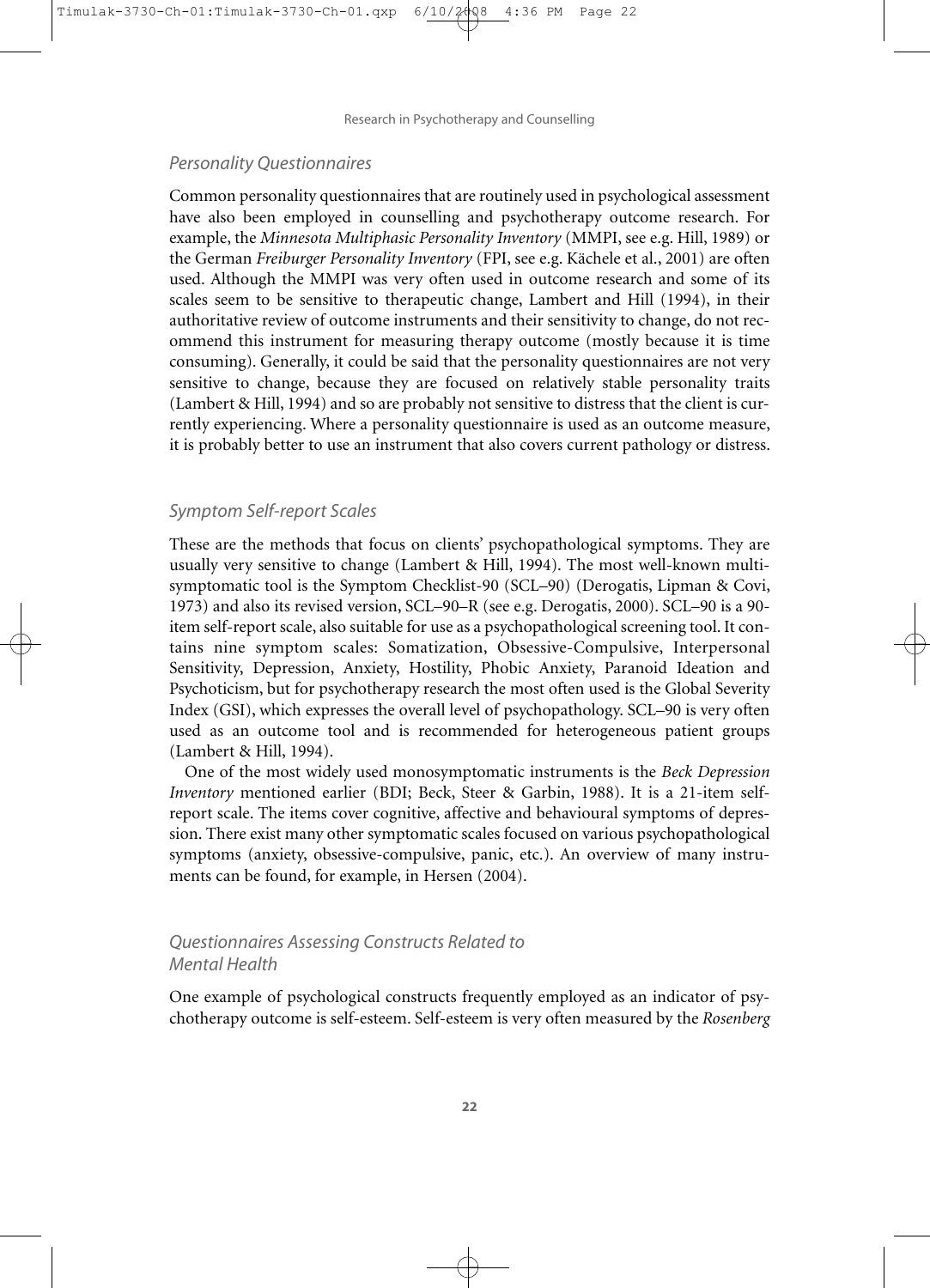### *Personality Questionnaires*

Common personality questionnaires that are routinely used in psychological assessment have also been employed in counselling and psychotherapy outcome research. For example, the *Minnesota Multiphasic Personality Inventory* (MMPI, see e.g. Hill, 1989) or the German *Freiburger Personality Inventory* (FPI, see e.g. Kächele et al., 2001) are often used. Although the MMPI was very often used in outcome research and some of its scales seem to be sensitive to therapeutic change, Lambert and Hill (1994), in their authoritative review of outcome instruments and their sensitivity to change, do not recommend this instrument for measuring therapy outcome (mostly because it is time consuming). Generally, it could be said that the personality questionnaires are not very sensitive to change, because they are focused on relatively stable personality traits (Lambert & Hill, 1994) and so are probably not sensitive to distress that the client is currently experiencing. Where a personality questionnaire is used as an outcome measure, it is probably better to use an instrument that also covers current pathology or distress.

### *Symptom Self-report Scales*

These are the methods that focus on clients' psychopathological symptoms. They are usually very sensitive to change (Lambert & Hill, 1994). The most well-known multi-symptomatic tool is the Symptom Checklist-90 (SCL–90) (Derogatis, Lipman & Covi, 1973) and also its revised version, SCL–90–R (see e.g. Derogatis, 2000). SCL–90 is a 90-item self-report scale, also suitable for use as a psychopathological screening tool. It contains nine symptom scales: Somatization, Obsessive-Compulsive, Interpersonal Sensitivity, Depression, Anxiety, Hostility, Phobic Anxiety, Paranoid Ideation and Psychoticism, but for psychotherapy research the most often used is the Global Severity Index (GSI), which expresses the overall level of psychopathology. SCL–90 is very often used as an outcome tool and is recommended for heterogeneous patient groups (Lambert & Hill, 1994).

One of the most widely used monosymptomatic instruments is the *Beck Depression Inventory* mentioned earlier (BDI; Beck, Steer & Garbin, 1988). It is a 21-item self-report scale. The items cover cognitive, affective and behavioural symptoms of depression. There exist many other symptomatic scales focused on various psychopathological symptoms (anxiety, obsessive-compulsive, panic, etc.). An overview of many instruments can be found, for example, in Hersen (2004).

### *Questionnaires Assessing Constructs Related to Mental Health*

One example of psychological constructs frequently employed as an indicator of psychotherapy outcome is self-esteem. Self-esteem is very often measured by the *Rosenberg*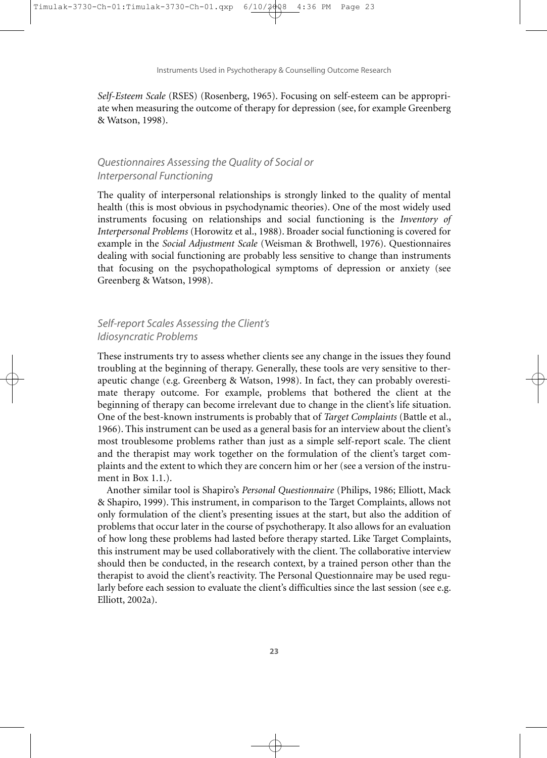*Self-Esteem Scale* (RSES) (Rosenberg, 1965). Focusing on self-esteem can be appropriate when measuring the outcome of therapy for depression (see, for example Greenberg & Watson, 1998).

### *Questionnaires Assessing the Quality of Social or Interpersonal Functioning*

The quality of interpersonal relationships is strongly linked to the quality of mental health (this is most obvious in psychodynamic theories). One of the most widely used instruments focusing on relationships and social functioning is the *Inventory of Interpersonal Problems* (Horowitz et al., 1988). Broader social functioning is covered for example in the *Social Adjustment Scale* (Weisman & Brothwell, 1976). Questionnaires dealing with social functioning are probably less sensitive to change than instruments that focusing on the psychopathological symptoms of depression or anxiety (see Greenberg & Watson, 1998).

### *Self-report Scales Assessing the Client's Idiosyncratic Problems*

These instruments try to assess whether clients see any change in the issues they found troubling at the beginning of therapy. Generally, these tools are very sensitive to therapeutic change (e.g. Greenberg & Watson, 1998). In fact, they can probably overestimate therapy outcome. For example, problems that bothered the client at the beginning of therapy can become irrelevant due to change in the client's life situation. One of the best-known instruments is probably that of *Target Complaints* (Battle et al., 1966). This instrument can be used as a general basis for an interview about the client's most troublesome problems rather than just as a simple self-report scale. The client and the therapist may work together on the formulation of the client's target complaints and the extent to which they are concern him or her (see a version of the instrument in Box 1.1.).

Another similar tool is Shapiro's *Personal Questionnaire* (Philips, 1986; Elliott, Mack & Shapiro, 1999). This instrument, in comparison to the Target Complaints, allows not only formulation of the client's presenting issues at the start, but also the addition of problems that occur later in the course of psychotherapy. It also allows for an evaluation of how long these problems had lasted before therapy started. Like Target Complaints, this instrument may be used collaboratively with the client. The collaborative interview should then be conducted, in the research context, by a trained person other than the therapist to avoid the client's reactivity. The Personal Questionnaire may be used regularly before each session to evaluate the client's difficulties since the last session (see e.g. Elliott, 2002a).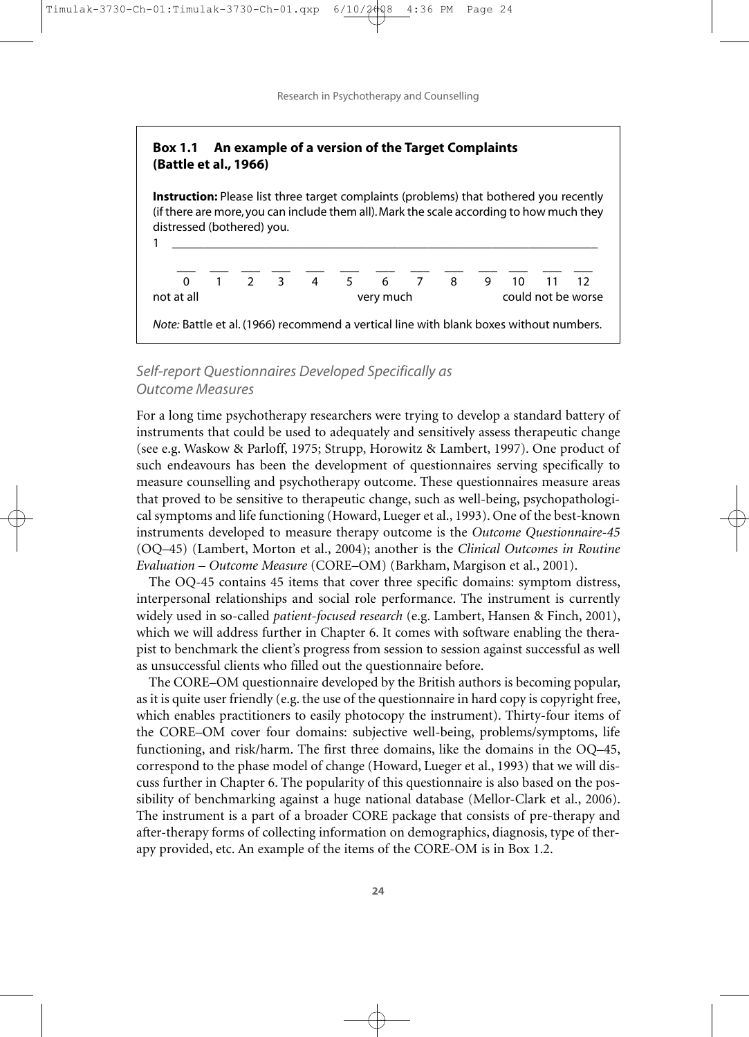**Box 1.1 An example of a version of the Target Complaints (Battle et al., 1966)**

**Instruction:** Please list three target complaints (problems) that bothered you recently (if there are more, you can include them all). Mark the scale according to how much they distressed (bothered) you.

1 ________________________________________________________________

| ___ | ___ | ___ | ___ | ___ | ___ | ___ | ___ | ___ | ___ | ___ | ___ | ___ |
|---|---|---|---|---|---|---|---|---|---|---|---|---|
| 0 | 1 | 2 | 3 | 4 | 5 | 6 | 7 | 8 | 9 | 10 | 11 | 12 |
| not at all | | | | | | very much | | | | could not be worse | | |

*Note:* Battle et al. (1966) recommend a vertical line with blank boxes without numbers.

### *Self-report Questionnaires Developed Specifically as Outcome Measures*

For a long time psychotherapy researchers were trying to develop a standard battery of instruments that could be used to adequately and sensitively assess therapeutic change (see e.g. Waskow & Parloff, 1975; Strupp, Horowitz & Lambert, 1997). One product of such endeavours has been the development of questionnaires serving specifically to measure counselling and psychotherapy outcome. These questionnaires measure areas that proved to be sensitive to therapeutic change, such as well-being, psychopathological symptoms and life functioning (Howard, Lueger et al., 1993). One of the best-known instruments developed to measure therapy outcome is the *Outcome Questionnaire-45* (OQ–45) (Lambert, Morton et al., 2004); another is the *Clinical Outcomes in Routine Evaluation – Outcome Measure* (CORE–OM) (Barkham, Margison et al., 2001).

The OQ-45 contains 45 items that cover three specific domains: symptom distress, interpersonal relationships and social role performance. The instrument is currently widely used in so-called *patient-focused research* (e.g. Lambert, Hansen & Finch, 2001), which we will address further in Chapter 6. It comes with software enabling the therapist to benchmark the client's progress from session to session against successful as well as unsuccessful clients who filled out the questionnaire before.

The CORE–OM questionnaire developed by the British authors is becoming popular, as it is quite user friendly (e.g. the use of the questionnaire in hard copy is copyright free, which enables practitioners to easily photocopy the instrument). Thirty-four items of the CORE–OM cover four domains: subjective well-being, problems/symptoms, life functioning, and risk/harm. The first three domains, like the domains in the OQ–45, correspond to the phase model of change (Howard, Lueger et al., 1993) that we will discuss further in Chapter 6. The popularity of this questionnaire is also based on the possibility of benchmarking against a huge national database (Mellor-Clark et al., 2006). The instrument is a part of a broader CORE package that consists of pre-therapy and after-therapy forms of collecting information on demographics, diagnosis, type of therapy provided, etc. An example of the items of the CORE-OM is in Box 1.2.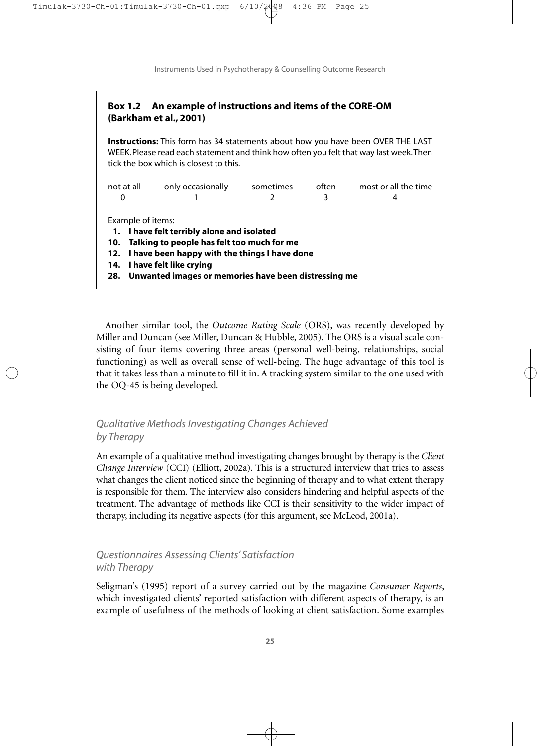**Box 1.2 An example of instructions and items of the CORE-OM (Barkham et al., 2001)**

**Instructions:** This form has 34 statements about how you have been OVER THE LAST WEEK. Please read each statement and think how often you felt that way last week. Then tick the box which is closest to this.

| not at all | only occasionally | sometimes | often | most or all the time |
|---|---|---|---|---|
| 0 | 1 | 2 | 3 | 4 |

Example of items:

- **1. I have felt terribly alone and isolated**
- **10. Talking to people has felt too much for me**
- **12. I have been happy with the things I have done**
- **14. I have felt like crying**
- **28. Unwanted images or memories have been distressing me**

Another similar tool, the *Outcome Rating Scale* (ORS), was recently developed by Miller and Duncan (see Miller, Duncan & Hubble, 2005). The ORS is a visual scale consisting of four items covering three areas (personal well-being, relationships, social functioning) as well as overall sense of well-being. The huge advantage of this tool is that it takes less than a minute to fill it in. A tracking system similar to the one used with the OQ-45 is being developed.

### *Qualitative Methods Investigating Changes Achieved by Therapy*

An example of a qualitative method investigating changes brought by therapy is the *Client Change Interview* (CCI) (Elliott, 2002a). This is a structured interview that tries to assess what changes the client noticed since the beginning of therapy and to what extent therapy is responsible for them. The interview also considers hindering and helpful aspects of the treatment. The advantage of methods like CCI is their sensitivity to the wider impact of therapy, including its negative aspects (for this argument, see McLeod, 2001a).

### *Questionnaires Assessing Clients' Satisfaction with Therapy*

Seligman's (1995) report of a survey carried out by the magazine *Consumer Reports*, which investigated clients' reported satisfaction with different aspects of therapy, is an example of usefulness of the methods of looking at client satisfaction. Some examples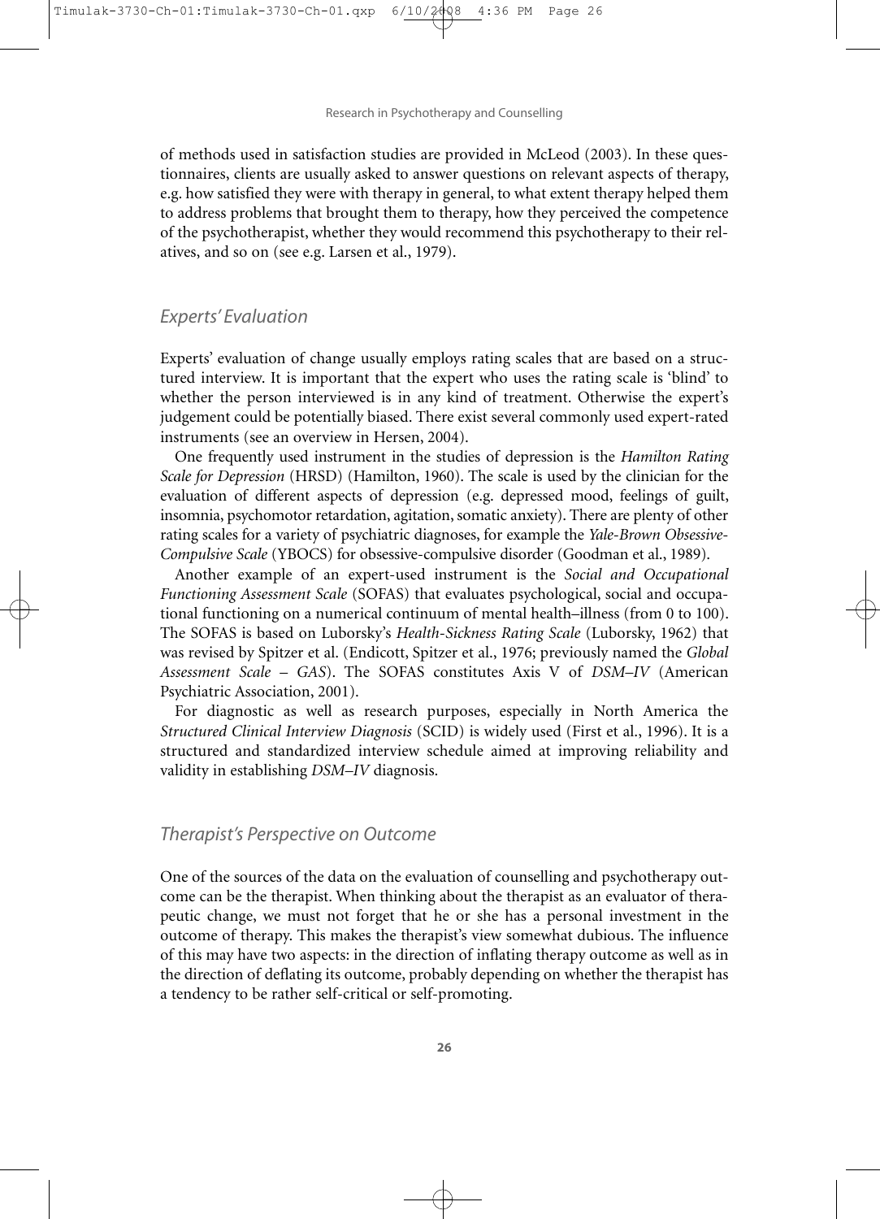of methods used in satisfaction studies are provided in McLeod (2003). In these questionnaires, clients are usually asked to answer questions on relevant aspects of therapy, e.g. how satisfied they were with therapy in general, to what extent therapy helped them to address problems that brought them to therapy, how they perceived the competence of the psychotherapist, whether they would recommend this psychotherapy to their relatives, and so on (see e.g. Larsen et al., 1979).

### *Experts' Evaluation*

Experts' evaluation of change usually employs rating scales that are based on a structured interview. It is important that the expert who uses the rating scale is 'blind' to whether the person interviewed is in any kind of treatment. Otherwise the expert's judgement could be potentially biased. There exist several commonly used expert-rated instruments (see an overview in Hersen, 2004).

One frequently used instrument in the studies of depression is the *Hamilton Rating Scale for Depression* (HRSD) (Hamilton, 1960). The scale is used by the clinician for the evaluation of different aspects of depression (e.g. depressed mood, feelings of guilt, insomnia, psychomotor retardation, agitation, somatic anxiety). There are plenty of other rating scales for a variety of psychiatric diagnoses, for example the *Yale-Brown Obsessive-Compulsive Scale* (YBOCS) for obsessive-compulsive disorder (Goodman et al., 1989).

Another example of an expert-used instrument is the *Social and Occupational Functioning Assessment Scale* (SOFAS) that evaluates psychological, social and occupational functioning on a numerical continuum of mental health–illness (from 0 to 100). The SOFAS is based on Luborsky's *Health-Sickness Rating Scale* (Luborsky, 1962) that was revised by Spitzer et al. (Endicott, Spitzer et al., 1976; previously named the *Global Assessment Scale – GAS*). The SOFAS constitutes Axis V of *DSM–IV* (American Psychiatric Association, 2001).

For diagnostic as well as research purposes, especially in North America the *Structured Clinical Interview Diagnosis* (SCID) is widely used (First et al., 1996). It is a structured and standardized interview schedule aimed at improving reliability and validity in establishing *DSM–IV* diagnosis.

### *Therapist's Perspective on Outcome*

One of the sources of the data on the evaluation of counselling and psychotherapy outcome can be the therapist. When thinking about the therapist as an evaluator of therapeutic change, we must not forget that he or she has a personal investment in the outcome of therapy. This makes the therapist's view somewhat dubious. The influence of this may have two aspects: in the direction of inflating therapy outcome as well as in the direction of deflating its outcome, probably depending on whether the therapist has a tendency to be rather self-critical or self-promoting.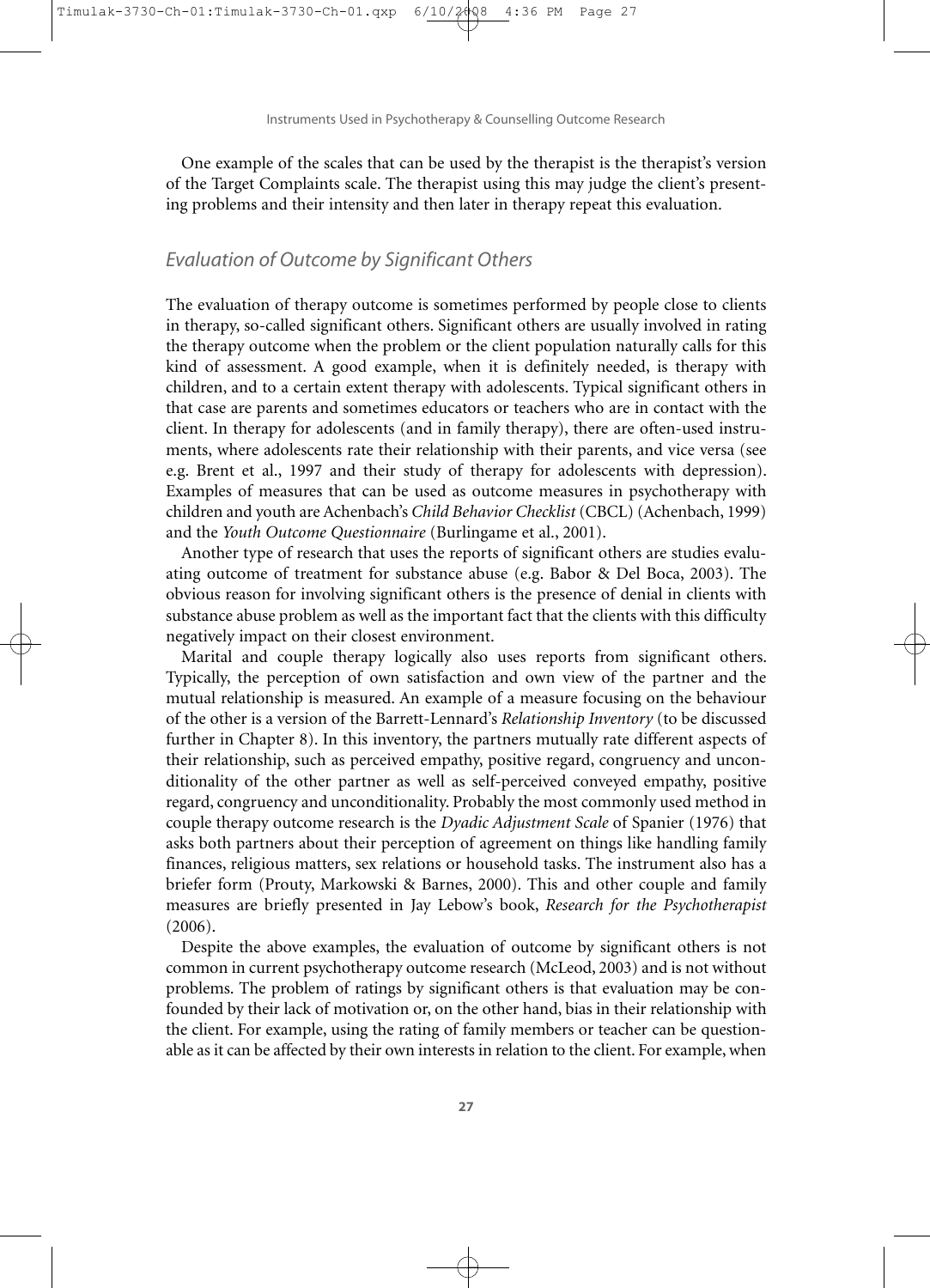One example of the scales that can be used by the therapist is the therapist's version of the Target Complaints scale. The therapist using this may judge the client's presenting problems and their intensity and then later in therapy repeat this evaluation.

### *Evaluation of Outcome by Significant Others*

The evaluation of therapy outcome is sometimes performed by people close to clients in therapy, so-called significant others. Significant others are usually involved in rating the therapy outcome when the problem or the client population naturally calls for this kind of assessment. A good example, when it is definitely needed, is therapy with children, and to a certain extent therapy with adolescents. Typical significant others in that case are parents and sometimes educators or teachers who are in contact with the client. In therapy for adolescents (and in family therapy), there are often-used instruments, where adolescents rate their relationship with their parents, and vice versa (see e.g. Brent et al., 1997 and their study of therapy for adolescents with depression). Examples of measures that can be used as outcome measures in psychotherapy with children and youth are Achenbach's *Child Behavior Checklist* (CBCL) (Achenbach, 1999) and the *Youth Outcome Questionnaire* (Burlingame et al., 2001).

Another type of research that uses the reports of significant others are studies evaluating outcome of treatment for substance abuse (e.g. Babor & Del Boca, 2003). The obvious reason for involving significant others is the presence of denial in clients with substance abuse problem as well as the important fact that the clients with this difficulty negatively impact on their closest environment.

Marital and couple therapy logically also uses reports from significant others. Typically, the perception of own satisfaction and own view of the partner and the mutual relationship is measured. An example of a measure focusing on the behaviour of the other is a version of the Barrett-Lennard's *Relationship Inventory* (to be discussed further in Chapter 8). In this inventory, the partners mutually rate different aspects of their relationship, such as perceived empathy, positive regard, congruency and unconditionality of the other partner as well as self-perceived conveyed empathy, positive regard, congruency and unconditionality. Probably the most commonly used method in couple therapy outcome research is the *Dyadic Adjustment Scale* of Spanier (1976) that asks both partners about their perception of agreement on things like handling family finances, religious matters, sex relations or household tasks. The instrument also has a briefer form (Prouty, Markowski & Barnes, 2000). This and other couple and family measures are briefly presented in Jay Lebow's book, *Research for the Psychotherapist* (2006).

Despite the above examples, the evaluation of outcome by significant others is not common in current psychotherapy outcome research (McLeod, 2003) and is not without problems. The problem of ratings by significant others is that evaluation may be confounded by their lack of motivation or, on the other hand, bias in their relationship with the client. For example, using the rating of family members or teacher can be questionable as it can be affected by their own interests in relation to the client. For example, when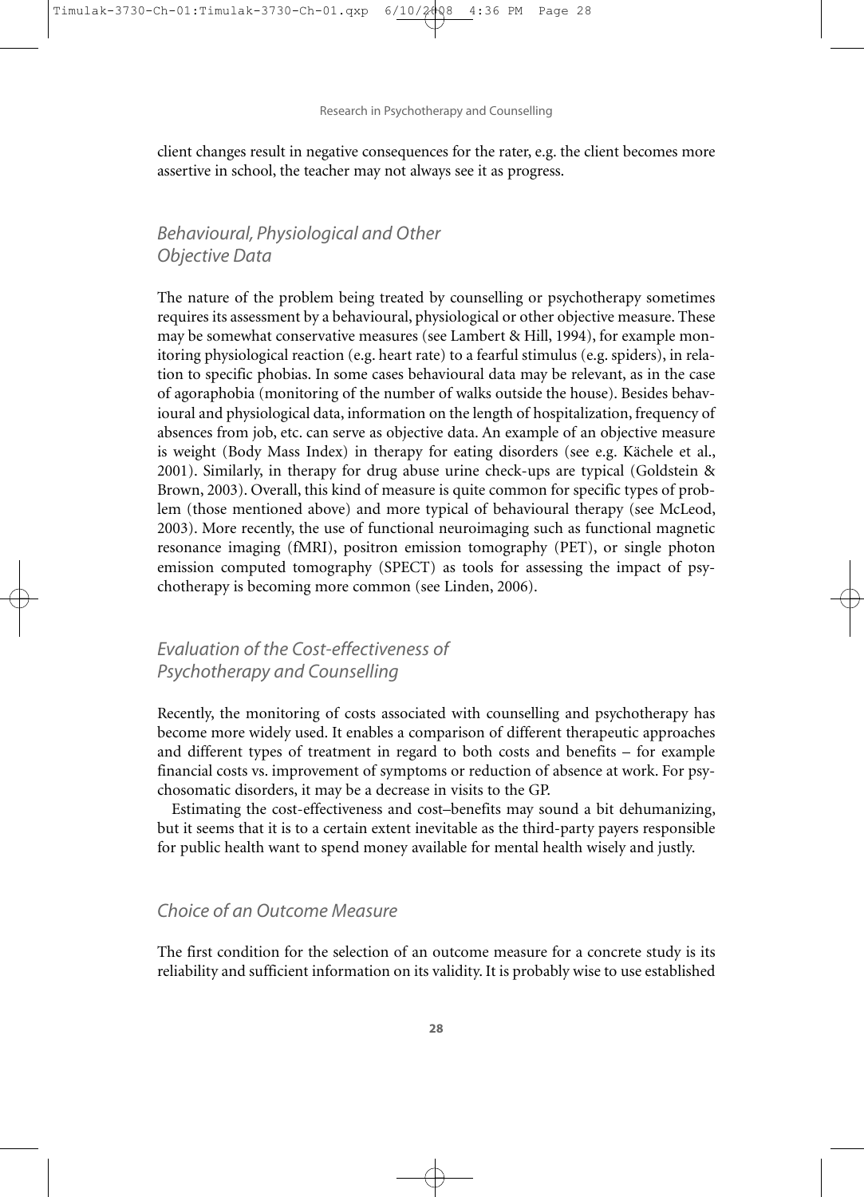client changes result in negative consequences for the rater, e.g. the client becomes more assertive in school, the teacher may not always see it as progress.

### *Behavioural, Physiological and Other Objective Data*

The nature of the problem being treated by counselling or psychotherapy sometimes requires its assessment by a behavioural, physiological or other objective measure. These may be somewhat conservative measures (see Lambert & Hill, 1994), for example monitoring physiological reaction (e.g. heart rate) to a fearful stimulus (e.g. spiders), in relation to specific phobias. In some cases behavioural data may be relevant, as in the case of agoraphobia (monitoring of the number of walks outside the house). Besides behavioural and physiological data, information on the length of hospitalization, frequency of absences from job, etc. can serve as objective data. An example of an objective measure is weight (Body Mass Index) in therapy for eating disorders (see e.g. Kächele et al., 2001). Similarly, in therapy for drug abuse urine check-ups are typical (Goldstein & Brown, 2003). Overall, this kind of measure is quite common for specific types of problem (those mentioned above) and more typical of behavioural therapy (see McLeod, 2003). More recently, the use of functional neuroimaging such as functional magnetic resonance imaging (fMRI), positron emission tomography (PET), or single photon emission computed tomography (SPECT) as tools for assessing the impact of psychotherapy is becoming more common (see Linden, 2006).

### *Evaluation of the Cost-effectiveness of Psychotherapy and Counselling*

Recently, the monitoring of costs associated with counselling and psychotherapy has become more widely used. It enables a comparison of different therapeutic approaches and different types of treatment in regard to both costs and benefits – for example financial costs vs. improvement of symptoms or reduction of absence at work. For psychosomatic disorders, it may be a decrease in visits to the GP.

Estimating the cost-effectiveness and cost–benefits may sound a bit dehumanizing, but it seems that it is to a certain extent inevitable as the third-party payers responsible for public health want to spend money available for mental health wisely and justly.

### *Choice of an Outcome Measure*

The first condition for the selection of an outcome measure for a concrete study is its reliability and sufficient information on its validity. It is probably wise to use established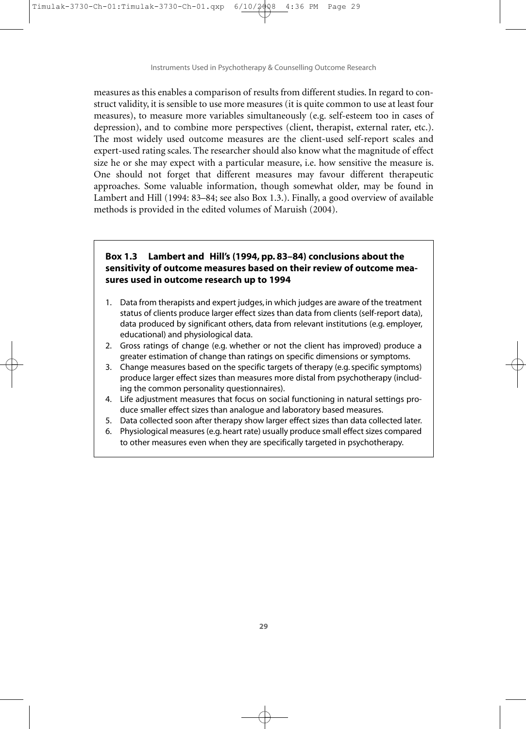measures as this enables a comparison of results from different studies. In regard to construct validity, it is sensible to use more measures (it is quite common to use at least four measures), to measure more variables simultaneously (e.g. self-esteem too in cases of depression), and to combine more perspectives (client, therapist, external rater, etc.). The most widely used outcome measures are the client-used self-report scales and expert-used rating scales. The researcher should also know what the magnitude of effect size he or she may expect with a particular measure, i.e. how sensitive the measure is. One should not forget that different measures may favour different therapeutic approaches. Some valuable information, though somewhat older, may be found in Lambert and Hill (1994: 83–84; see also Box 1.3.). Finally, a good overview of available methods is provided in the edited volumes of Maruish (2004).

**Box 1.3 Lambert and Hill's (1994, pp. 83–84) conclusions about the sensitivity of outcome measures based on their review of outcome measures used in outcome research up to 1994**

1. Data from therapists and expert judges, in which judges are aware of the treatment status of clients produce larger effect sizes than data from clients (self-report data), data produced by significant others, data from relevant institutions (e.g. employer, educational) and physiological data.
2. Gross ratings of change (e.g. whether or not the client has improved) produce a greater estimation of change than ratings on specific dimensions or symptoms.
3. Change measures based on the specific targets of therapy (e.g. specific symptoms) produce larger effect sizes than measures more distal from psychotherapy (including the common personality questionnaires).
4. Life adjustment measures that focus on social functioning in natural settings produce smaller effect sizes than analogue and laboratory based measures.
5. Data collected soon after therapy show larger effect sizes than data collected later.
6. Physiological measures (e.g. heart rate) usually produce small effect sizes compared to other measures even when they are specifically targeted in psychotherapy.